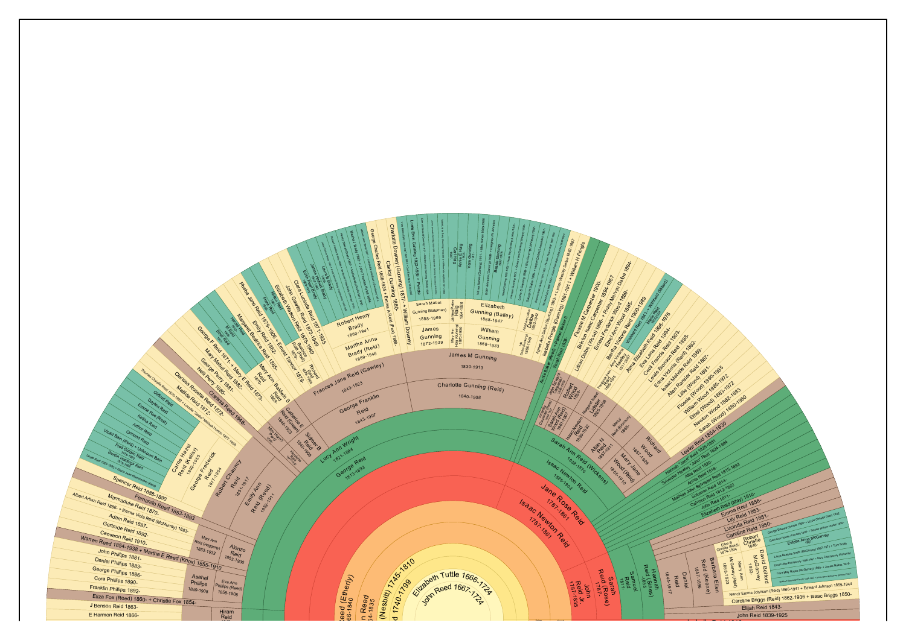Elizabeth Tuttle 1666-1724

John Reed 1667-1724

(Nesbitt) 1745-1810

d 1740-1799

n Reed

54-1835

eed (Etherly)

66-1840

Jane Rose Reid 1787-1861

Isaac Newton Reid 1787-1861

John Reid Jr. 1787-1835

Sarah Reid (Rose) 1787-

George Reid 1813-1893

Lucy Ann Wright 1821-1894

Isaac Newton Reid 1825-1902

Sarah Ann Reid (Wickens) 1832-1870

Samuel Reid 1811-

Hannah Reid (Skiles) 1815-

George Franklin Reid 1843-1907

Charlotte Gunning (Reid) 1840-1908

James M Gunning 1830-1913

Frances Jane Reid (Gawley) 1843-1923

Robert Chauncy Reid 1851-1917

Emily Ann Reid (Reed) 1852-1911

Alonzo Reid 1853-1930

Mary Ann Reid (Higgans) 1853-1932

Asahel Phillips 1849-1908

Eva Ann Phillips (Reed) 1858-1908

Hiram Reid

Catherine E Reid (Green) 1845-1923

Sidney B Reid 1845-1899

Mary Harriet Perry 1854-

Henrietta Reid 1848-

Robert Henry Brady 1860-1941

Martha Anna Brady (Reid) 1869-1946

Sarah Mabel Gunning (Bateman) 1888-1969

James Gunning 1872-1939

Elizabeth Gunning (Bailey) 1868-1947

William Gunning 1868-1933

Richard Wood 1857-1929

Mary Jane Wood (Reid) 1859-1910

Allan N Reid 1857-1911

Mercy Reid (Brinson) 1866-

Isaac Newton Reid 1853-1932

Sarah Ann Wood (Reid) 1881-1967

Margaret Isabel Lidster 1867-1908

Robert Wood 1864-

Carrie Hazel Reid (Kellar) 1892-1955

George Frederick Reid 1877-1954

Daniel Reid 1847-1896

Reid 1844-1917

Barbara Ellen Reid (Keene) 1847-1896

Mary Ann McGarvey (Reid) 1868-1923

David Belford McGarvey 1863-

Ellen B Christie (Reid) 1874-1934

Robert Christie 1848-

Estella Alma McGarvey 1907-

George Charles Reid 1868-1935 + Emma A Reid (Fox) 1868-

Charlotte Downey (Gunning) 1877- + William Downey

Clarcy Gunning 1869-

Lorna Erin Gunning 1922-1998 + Prowse

Vera Gunning

Anna Erika Gunning

Bessie Gunning 1891-1918

Agnes Ann Dafoe (Gunning) 1863- + Lyman Wesley Dafoe 1852-1907

Isabella Pringle (Gunning) 1861-1911 + William H Pringle

Sarah Reid 1826-

Fossie M Carpenter 1900-

Brenton Isaac Carpenter 1894-1957

Lillian Dafoe (Wood) 1886- + Finley Mervyn Dafoe 1894-

Ernest Frederick Wood 1889-

Ethel Ann Wood 1888-

Bertha Victoria Reid 1890-1989

Winfred Reid 1914 + Winfred (Miller)

Alma Elizabeth Reid 1886-1976

Eva Lena Reid 1894-

Cecil Francis Reid 1903-

Lewis Bronson Reid 1898-

Edna Victoria (Reid) 1892-

Isaac Melville Reid 1889-

Allen Ransier Reid 1887-

Lillie (Wood) 1891-

Flossie (Wood) 1890-1965

William Wood 1885-1972

Ethel (Wood) 1883-1883

Newton Wood 1882-1960

Sarah (Wood) 1880-1960

Lester Reid 1854-1930

Hannah "Jane" Reid 1829-1881

Sylvester Hawley "John" Reid 1824-1894

Affie Reid 1818-

Amila Reid 1820-

Mathias John Sylvester Reid 1815-1893

Solomon Reid 1814-

Calvinson Reid 1812-1862

John Reid 1811-

Elizabeth Reid (May) 1810-

Emma Reid 1856-

Lily Reid 1853-

Lucinda Reid 1851-

Caroline Reid 1850-

Nancy Emma Johnson (Reid) 1868-1941 + Edward Johnson 1859-1944

Caroline Briggs (Reid) 1862-1936 + Isaac Briggs 1850-

Elijah Reid 1843-

John Reid 1839-1925

Clara Lucinda Reid 1871-1935

John Gawley Reid 1873-1949

Elizabeth Watson Reid 1875-1949

Beatrice Reid

Richard Reid

Pheba Jane Reid 1879-1906 + Ernest Tanner 1879-

Emily Reid 1882-

Margaret Beatrice Reid 1885-

Mary Ann Baldwin S Reid 1870-

George F Reid 1877- + Mary E Reid 1873-

Mary Mabel Reid 1882-

George Perry 1881-

Nell Perry 1885-

Clarissa Reed 1848-

Clarissa Rosetta Reid 1872-

Matilda Reid 1872-

Clifford Reid

Dayton Reid

Emma Rae (Reid)

Kesha Reid

Arthur Reid

Ormond Reid

Violet Bain (Reid) + Unknown Bain

Fred Golden Reid

Burton Hastings Reid

Spencer Reid 1888-1890

Fernando Reed 1853-1893

Marmaduke Reid 1870-

Albert Arthur Reid 1886- + Emma Viola Reid (McMurray) 1883-

Adam Reid 1887-

Gertrude Reid 1892-

Cameron Reid 1910-

Warren Reed 1854-1938 + Martha E Reed (Knox) 1855-1910

John Phillips 1881-

Daniel Phillips 1883-

George Phillips 1886-

Cora Phillips 1890-

Franklin Phillips 1892-

Eliza Fox (Reed) 1860- + Christie Fox 1854-

J Benson Reid 1863-

E Harmon Reid 1866-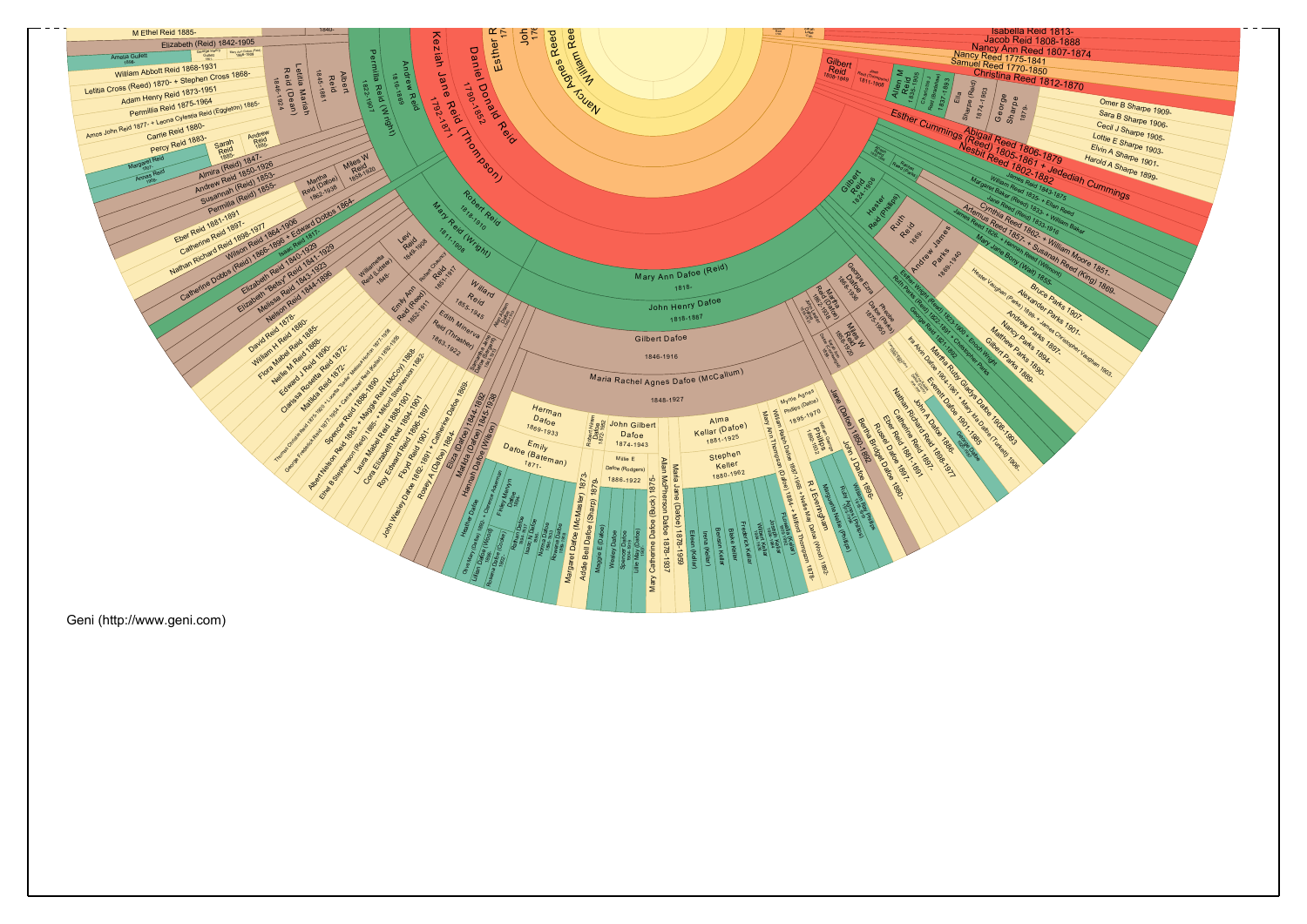M Ethel Reid 1885-
Elizabeth (Reid) 1842-1905
Amelia Gullett
William Abbott Reid 1868-1931
Letitia Cross (Reed) 1870- + Stephen Cross 1868-
Adam Henry Reid 1873-1951
Permillia Reid 1875-1964
Amos John Reid 1877- + Leona Cylestia Reid (Eggleton) 1885-
Carrie Reid 1880-
Percy Reid 1883-
Letitia Mariah Reid (Dean) 1846-1874
Albert Reid 1845-1861
Sarah Reid 1885-
Andrew Reid 1886-
Margaret Reid
Annas Reid
Almira (Reid) 1847-
Andrew Reid 1850-1926
Susannah (Reid) 1853-
Permilla (Reid) 1855-
Martha Reid (Dillon) 1862-1938
Miles W Reid 1858-1920
Eber Reid 1881-1891
Catherine Reid 1897-
Nathan Richard Reid 1898-1977
Wilson Reid 1864-1906
Catherine Dobbs (Reid) 1866-1896 + Edward Dobbs 1864-
Isaac Reid 1817-
Elizabeth Reid 1840-1929
Elizabeth "Betsy" Reid 1841-1929
Melissa Reid 1843-1923
Nelson Reid 1844-1898
Permilla Reid (Wright) 1822-1907
Andrew Reid 1816-1899
Keziah Jane Reid (Thompson) 1792-1871
Daniel Donald Reid 1790-1852
Esther R
John
Nancy Agnes Reed
William Ree
Robert Reid 1818-1910
Mary Reid (Wright) 1811-1908
Williametta Reid (Lasher) 1848-
Levi Reid 1849-1908
Reid 1851-1917
Willard Reid 1855-1945
Emily Ann Reid (Reed) 1852-1911
Edith Minerva Reid (Thrasher) 1863-1922
David Reid 1876-
William H Reid 1880-
Flora Mabel Reid 1886-
Nellie M Reid 1890-
Edward J Reid 1872-
Clarissa Rosetta Reid 1872-
Matilda Reid 1876-
Spencer Reid 1888-1890
George Frederick Reid 1877-1954 + Carrie Isabel Reid (Kellar)
Albert Nelson Reid 1883- + Maggie Reid (McCoy) 1888-
Ethel B Stephenson (Reid) 1885- + Milford Stephenson 1882-
Laura Mabel Reid 1888-1901
Cora Elizabeth Reid 1894-1901
Roy Edward Reid 1896-1897
Floyd Reid 1901-
John Wesley Dafoe 1862-1891 + Catherine Dafoe 1869-
Rosey A (Dafoe) 1864-
Eliza (Dafoe) 1844-1892
Matilda (Dafoe) 1845-1938
Hannah Dafoe (Wilson)
Mary Ann Dafoe (Reid) 1818-
John Henry Dafoe 1818-1887
Gilbert Dafoe 1846-1916
Maria Rachel Agnes Dafoe (McCallum) 1848-1927
Herman Dafoe 1869-1933
Emily Dafoe (Bateman) 1871-
Robert Hiram Dafoe 1872-1882
John Gilbert Dafoe 1874-1943
Millie E Dafoe (Rodgers) 1886-1922
Alma Kellar (Dafoe) 1881-1925
Stephen Keller 1880-1962
Myrtle Agnes Phillips (Dafoe) 1895-1970
William Ralph Dafoe 1887-1958 + Nellie May Dafoe (Wood) 1892-
Mary Ann Thompson (Dafoe) 1884- + Milford Thompson 1878-
R J Evernghim
Marguerite Noble (Phillips)
Jane (Dafoe) 1850-1882
John J Dafoe 1886-
Bertha Bridget Dafoe 1880-
Russel Dafoe 1897-
Eber Reid 1881-1891
Catherine Reid 1897-
Nathan Richard Reid 1898-1977
John A Dafoe 1888-
Everett Dafoe 1901-1985
Ira Alvin Dafoe 1904-1981 + Mary Ida Dafoe (Turkett) 1906-
Martha Ruby Gladys Dafoe 1906-1993
Heather Dafoe
Lillian Dafoe (Wood)
Finley Merwyn Dafoe
Margaret Dafoe (McMaster) 1873-
Addie Bell Dafoe (Sharp) 1879-
Maggie E (Dafoe)
Wesley Dafoe
Spencer Dafoe
Mary Catherine Dafoe (Buck) 1875-
Allan McPherson Dafoe 1878-1937
Maria Jane (Dafoe) 1878-1959
Eileen (Keller)
Irene (Keller)
Benson Keller
Blake Keller
Frederick Kellar
Wilbert Kellar
Joseph Kellar
Phoebe Dafoe (Reid) 1875-1960
Miles W Reid 1858-1920
George Cona Dafoe
Martha Reid (Dillon) 1862-1938
Andrew James Parks 1869-1940
Ruth Reid 1869-
Hester Reid (Phelps)
Gilbert Reid 1824-1906
Esther Wright (Reed) 1823-1900 + Enoch Wright
Ruth Parks (Reed) 1829-1891 + Christopher Parks
George Reid 1827-1882
Bruce Parks 1907-
Alexander Parks 1901-
Hester Vaughan (Parks) 1899- + James Christopher Vaughan 1903-
Andrew Parks 1894-
Nancy Parks 1897-
Matthew Parks 1890-
Gilbert Parks 1889-
Mary Jane Bony (Wall) 1855-
James Reed 1858- + Hannah Reed (Wilmont)
Artemus Reed 1857- + Susanah Reed (King) 1869-
Cynthia Reed 1862- + William Moore 1851-
Jane Reed (Reid) 1833-1915
Margaret Baker (Reed) 1833- + William Baker
William Reed 1835- + Ellen Reed
James Reid 1843-1875
Nesbit Reed 1802-1882
Esther Cummings (Reed) 1805-1861 + Jedediah Cummings
Abigail Reed 1806-1879
Gilbert Reid 1808-1869
Reid (Thompson) 1811-1898
Allen M Reid 1835-1905
Charlotte A Reid (Bradley) 1837-1893
Ella Sharpe (Reid) 1874-1953
George Sharpe 1878-
Omer B Sharpe 1909-
Sara B Sharpe 1906-
Cecil J Sharpe 1905-
Lottie E Sharpe 1903-
Elvin A Sharpe 1901-
Harold A Sharpe 1899-
Christina Reed 1812-1870
Samuel Reed 1770-1850
Nancy Reed 1775-1841
Nancy Ann Reed 1807-1874
Jacob Reid 1808-1888
Isabella Reid 1813-

Geni (http://www.geni.com)